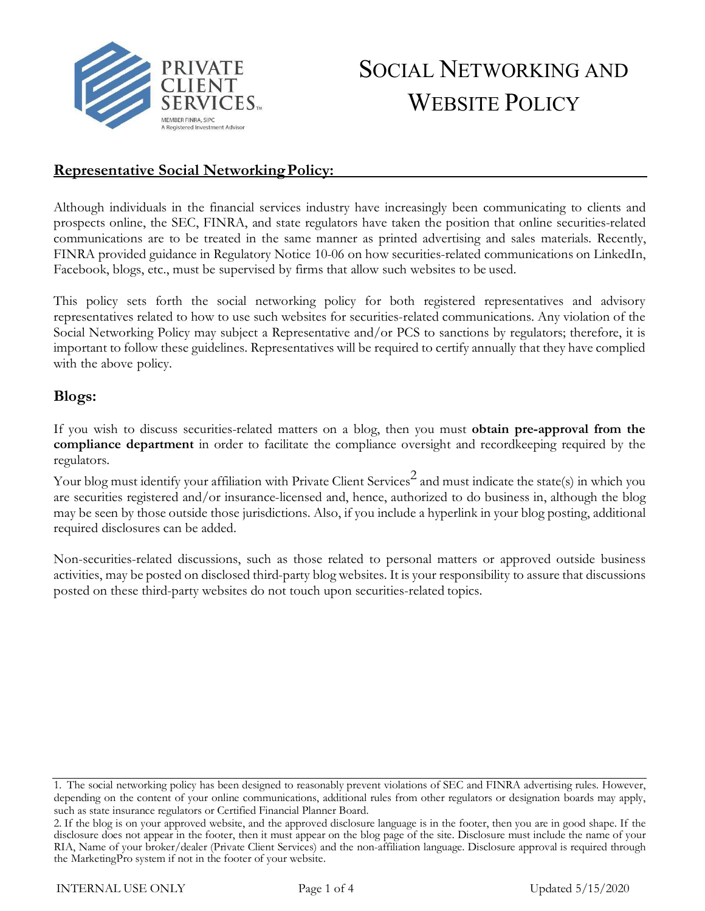# Social Networking and Website Policy

## Representative Social Networking Policy:

Although individuals in the financial services industry have increasingly been communicating to clients and prospects online, the SEC, FINRA, and state regulators have taken the position that online securities-related communications are to be treated in the same manner as printed advertising and sales materials. Recently, FINRA provided guidance in Regulatory Notice 10-06 on how securities-related communications on LinkedIn, Facebook, blogs, etc., must be supervised by firms that allow such websites to be used.

This policy sets forth the social networking policy for both registered representatives and advisory representatives related to how to use such websites for securities-related communications. Any violation of the Social Networking Policy may subject a Representative and/or PCS to sanctions by regulators; therefore, it is important to follow these guidelines. Representatives will be required to certify annually that they have complied with the above policy.

### Blogs:

If you wish to discuss securities-related matters on a blog, then you must **obtain pre-approval from the compliance department** in order to facilitate the compliance oversight and recordkeeping required by the regulators.

Your blog must identify your affiliation with Private Client Services[2] and must indicate the state(s) in which you are securities registered and/or insurance-licensed and, hence, authorized to do business in, although the blog may be seen by those outside those jurisdictions. Also, if you include a hyperlink in your blog posting, additional required disclosures can be added.

Non-securities-related discussions, such as those related to personal matters or approved outside business activities, may be posted on disclosed third-party blog websites. It is your responsibility to assure that discussions posted on these third-party websites do not touch upon securities-related topics.

1. The social networking policy has been designed to reasonably prevent violations of SEC and FINRA advertising rules. However, depending on the content of your online communications, additional rules from other regulators or designation boards may apply, such as state insurance regulators or Certified Financial Planner Board.

2. If the blog is on your approved website, and the approved disclosure language is in the footer, then you are in good shape. If the disclosure does not appear in the footer, then it must appear on the blog page of the site. Disclosure must include the name of your RIA, Name of your broker/dealer (Private Client Services) and the non-affiliation language. Disclosure approval is required through the MarketingPro system if not in the footer of your website.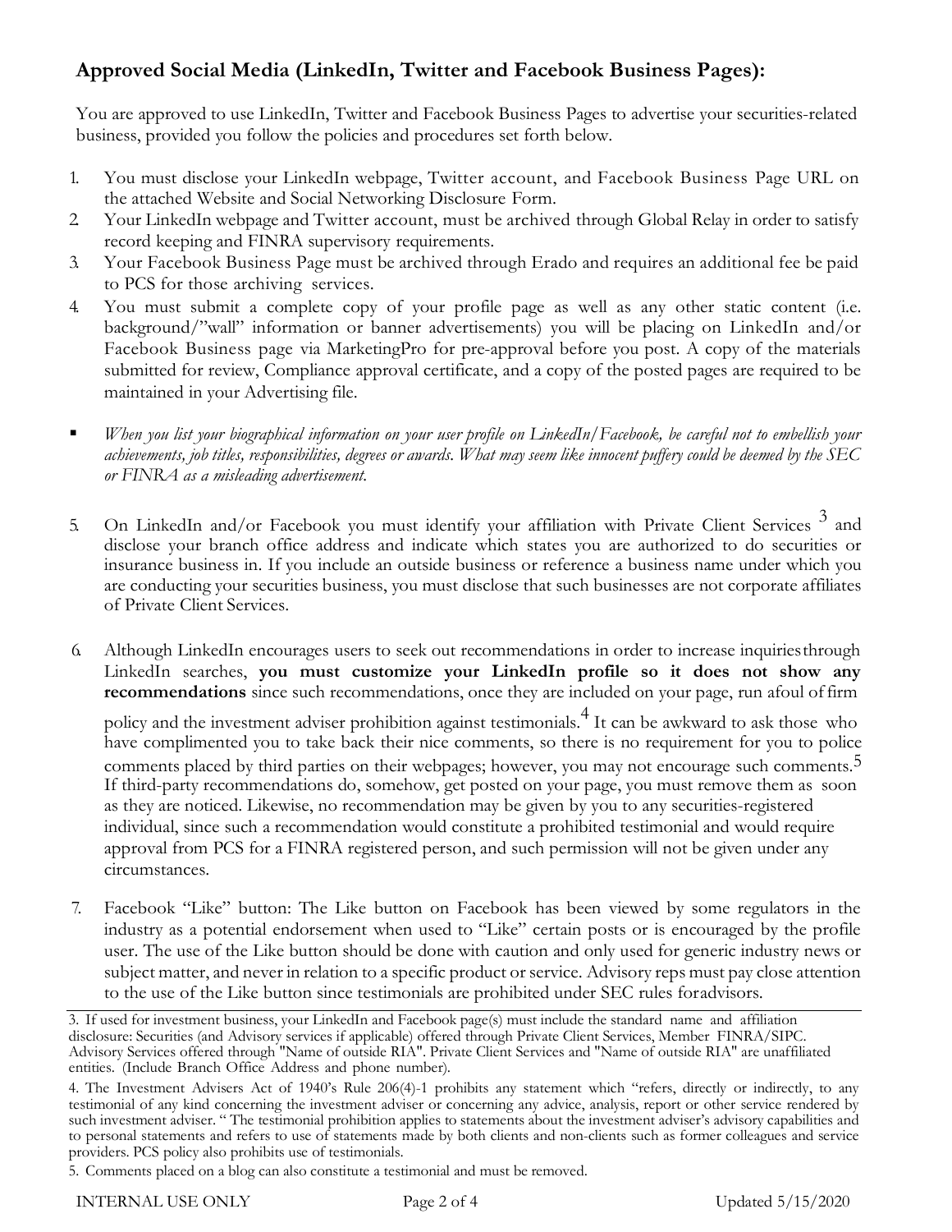## Approved Social Media (LinkedIn, Twitter and Facebook Business Pages):

You are approved to use LinkedIn, Twitter and Facebook Business Pages to advertise your securities-related business, provided you follow the policies and procedures set forth below.

1. You must disclose your LinkedIn webpage, Twitter account, and Facebook Business Page URL on the attached Website and Social Networking Disclosure Form.
2. Your LinkedIn webpage and Twitter account, must be archived through Global Relay in order to satisfy record keeping and FINRA supervisory requirements.
3. Your Facebook Business Page must be archived through Erado and requires an additional fee be paid to PCS for those archiving services.
4. You must submit a complete copy of your profile page as well as any other static content (i.e. background/"wall" information or banner advertisements) you will be placing on LinkedIn and/or Facebook Business page via MarketingPro for pre-approval before you post. A copy of the materials submitted for review, Compliance approval certificate, and a copy of the posted pages are required to be maintained in your Advertising file.

- *When you list your biographical information on your user profile on LinkedIn/Facebook, be careful not to embellish your achievements, job titles, responsibilities, degrees or awards. What may seem like innocent puffery could be deemed by the SEC or FINRA as a misleading advertisement.*

5. On LinkedIn and/or Facebook you must identify your affiliation with Private Client Services [3] and disclose your branch office address and indicate which states you are authorized to do securities or insurance business in. If you include an outside business or reference a business name under which you are conducting your securities business, you must disclose that such businesses are not corporate affiliates of Private Client Services.

6. Although LinkedIn encourages users to seek out recommendations in order to increase inquiries through LinkedIn searches, **you must customize your LinkedIn profile so it does not show any recommendations** since such recommendations, once they are included on your page, run afoul of firm policy and the investment adviser prohibition against testimonials.[4] It can be awkward to ask those who have complimented you to take back their nice comments, so there is no requirement for you to police comments placed by third parties on their webpages; however, you may not encourage such comments.[5] If third-party recommendations do, somehow, get posted on your page, you must remove them as soon as they are noticed. Likewise, no recommendation may be given by you to any securities-registered individual, since such a recommendation would constitute a prohibited testimonial and would require approval from PCS for a FINRA registered person, and such permission will not be given under any circumstances.

7. Facebook "Like" button: The Like button on Facebook has been viewed by some regulators in the industry as a potential endorsement when used to "Like" certain posts or is encouraged by the profile user. The use of the Like button should be done with caution and only used for generic industry news or subject matter, and never in relation to a specific product or service. Advisory reps must pay close attention to the use of the Like button since testimonials are prohibited under SEC rules for advisors.

---

3. If used for investment business, your LinkedIn and Facebook page(s) must include the standard name and affiliation disclosure: Securities (and Advisory services if applicable) offered through Private Client Services, Member FINRA/SIPC. Advisory Services offered through "Name of outside RIA". Private Client Services and "Name of outside RIA" are unaffiliated entities. (Include Branch Office Address and phone number).

4. The Investment Advisers Act of 1940's Rule 206(4)-1 prohibits any statement which "refers, directly or indirectly, to any testimonial of any kind concerning the investment adviser or concerning any advice, analysis, report or other service rendered by such investment adviser. " The testimonial prohibition applies to statements about the investment adviser's advisory capabilities and to personal statements and refers to use of statements made by both clients and non-clients such as former colleagues and service providers. PCS policy also prohibits use of testimonials.

5. Comments placed on a blog can also constitute a testimonial and must be removed.

INTERNAL USE ONLY — Updated 5/15/2020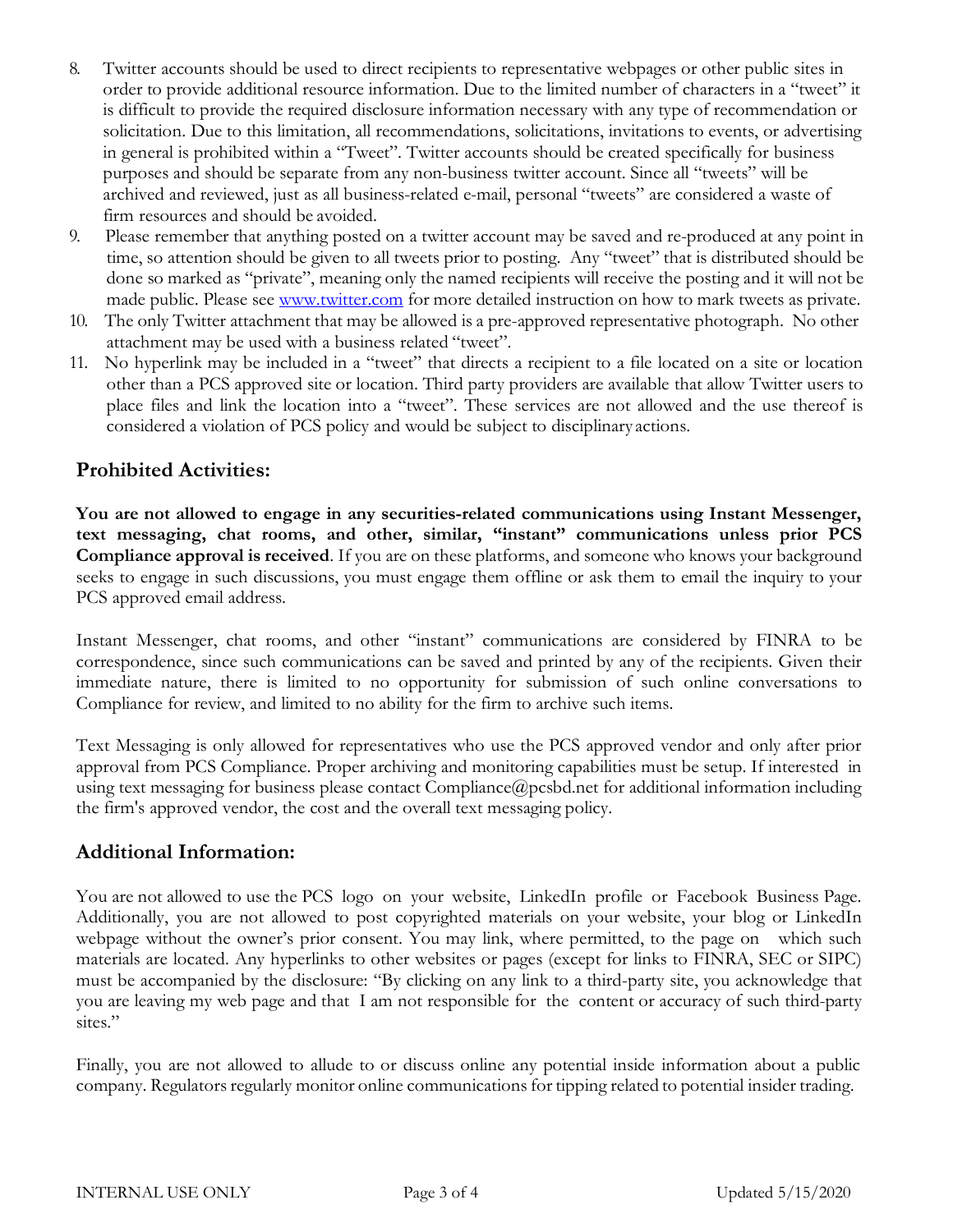8. Twitter accounts should be used to direct recipients to representative webpages or other public sites in order to provide additional resource information. Due to the limited number of characters in a "tweet" it is difficult to provide the required disclosure information necessary with any type of recommendation or solicitation. Due to this limitation, all recommendations, solicitations, invitations to events, or advertising in general is prohibited within a "Tweet". Twitter accounts should be created specifically for business purposes and should be separate from any non-business twitter account. Since all "tweets" will be archived and reviewed, just as all business-related e-mail, personal "tweets" are considered a waste of firm resources and should be avoided.
9. Please remember that anything posted on a twitter account may be saved and re-produced at any point in time, so attention should be given to all tweets prior to posting. Any "tweet" that is distributed should be done so marked as "private", meaning only the named recipients will receive the posting and it will not be made public. Please see www.twitter.com for more detailed instruction on how to mark tweets as private.
10. The only Twitter attachment that may be allowed is a pre-approved representative photograph. No other attachment may be used with a business related "tweet".
11. No hyperlink may be included in a "tweet" that directs a recipient to a file located on a site or location other than a PCS approved site or location. Third party providers are available that allow Twitter users to place files and link the location into a "tweet". These services are not allowed and the use thereof is considered a violation of PCS policy and would be subject to disciplinary actions.

## Prohibited Activities:

**You are not allowed to engage in any securities-related communications using Instant Messenger, text messaging, chat rooms, and other, similar, "instant" communications unless prior PCS Compliance approval is received**. If you are on these platforms, and someone who knows your background seeks to engage in such discussions, you must engage them offline or ask them to email the inquiry to your PCS approved email address.

Instant Messenger, chat rooms, and other "instant" communications are considered by FINRA to be correspondence, since such communications can be saved and printed by any of the recipients. Given their immediate nature, there is limited to no opportunity for submission of such online conversations to Compliance for review, and limited to no ability for the firm to archive such items.

Text Messaging is only allowed for representatives who use the PCS approved vendor and only after prior approval from PCS Compliance. Proper archiving and monitoring capabilities must be setup. If interested in using text messaging for business please contact Compliance@pcsbd.net for additional information including the firm's approved vendor, the cost and the overall text messaging policy.

## Additional Information:

You are not allowed to use the PCS logo on your website, LinkedIn profile or Facebook Business Page. Additionally, you are not allowed to post copyrighted materials on your website, your blog or LinkedIn webpage without the owner's prior consent. You may link, where permitted, to the page on which such materials are located. Any hyperlinks to other websites or pages (except for links to FINRA, SEC or SIPC) must be accompanied by the disclosure: "By clicking on any link to a third-party site, you acknowledge that you are leaving my web page and that I am not responsible for the content or accuracy of such third-party sites."

Finally, you are not allowed to allude to or discuss online any potential inside information about a public company. Regulators regularly monitor online communications for tipping related to potential insider trading.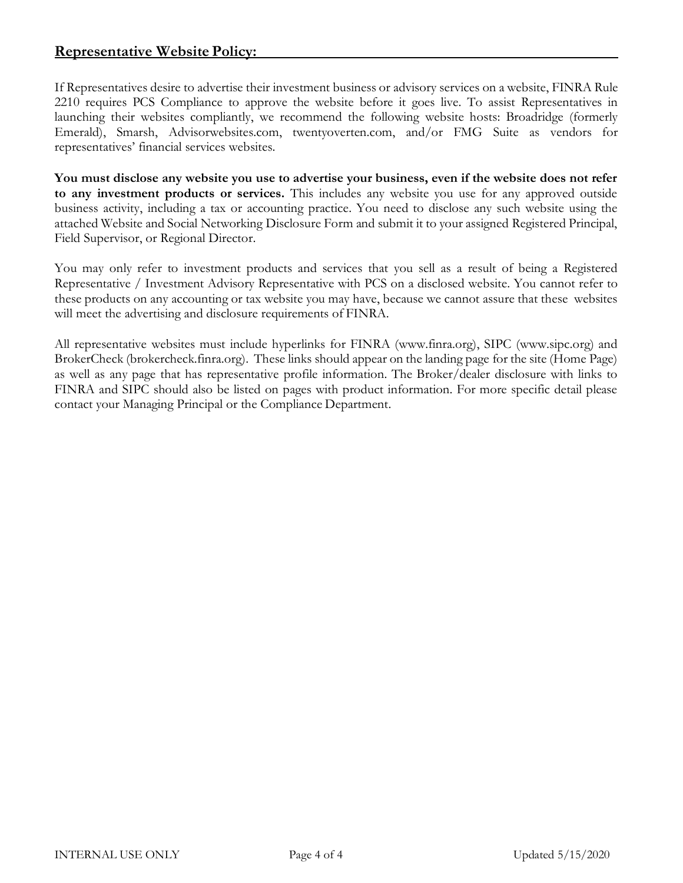## Representative Website Policy:

If Representatives desire to advertise their investment business or advisory services on a website, FINRA Rule 2210 requires PCS Compliance to approve the website before it goes live. To assist Representatives in launching their websites compliantly, we recommend the following website hosts: Broadridge (formerly Emerald), Smarsh, Advisorwebsites.com, twentyoverten.com, and/or FMG Suite as vendors for representatives' financial services websites.

**You must disclose any website you use to advertise your business, even if the website does not refer to any investment products or services.** This includes any website you use for any approved outside business activity, including a tax or accounting practice. You need to disclose any such website using the attached Website and Social Networking Disclosure Form and submit it to your assigned Registered Principal, Field Supervisor, or Regional Director.

You may only refer to investment products and services that you sell as a result of being a Registered Representative / Investment Advisory Representative with PCS on a disclosed website. You cannot refer to these products on any accounting or tax website you may have, because we cannot assure that these websites will meet the advertising and disclosure requirements of FINRA.

All representative websites must include hyperlinks for FINRA (www.finra.org), SIPC (www.sipc.org) and BrokerCheck (brokercheck.finra.org). These links should appear on the landing page for the site (Home Page) as well as any page that has representative profile information. The Broker/dealer disclosure with links to FINRA and SIPC should also be listed on pages with product information. For more specific detail please contact your Managing Principal or the Compliance Department.

INTERNAL USE ONLY Updated 5/15/2020